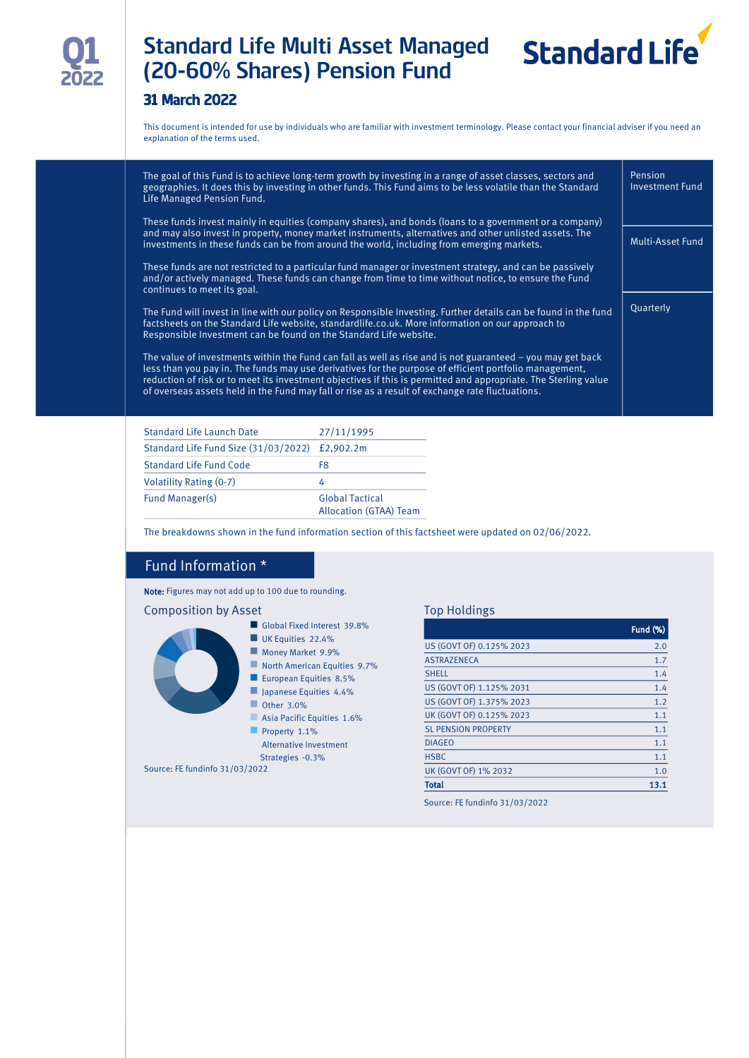Q1 2022

# Standard Life Multi Asset Managed (20-60% Shares) Pension Fund

Standard Life

## 31 March 2022

This document is intended for use by individuals who are familiar with investment terminology. Please contact your financial adviser if you need an explanation of the terms used.

The goal of this Fund is to achieve long-term growth by investing in a range of asset classes, sectors and geographies. It does this by investing in other funds. This Fund aims to be less volatile than the Standard Life Managed Pension Fund.

These funds invest mainly in equities (company shares), and bonds (loans to a government or a company) and may also invest in property, money market instruments, alternatives and other unlisted assets. The investments in these funds can be from around the world, including from emerging markets.

These funds are not restricted to a particular fund manager or investment strategy, and can be passively and/or actively managed. These funds can change from time to time without notice, to ensure the Fund continues to meet its goal.

The Fund will invest in line with our policy on Responsible Investing. Further details can be found in the fund factsheets on the Standard Life website, standardlife.co.uk. More information on our approach to Responsible Investment can be found on the Standard Life website.

The value of investments within the Fund can fall as well as rise and is not guaranteed – you may get back less than you pay in. The funds may use derivatives for the purpose of efficient portfolio management, reduction of risk or to meet its investment objectives if this is permitted and appropriate. The Sterling value of overseas assets held in the Fund may fall or rise as a result of exchange rate fluctuations.

Pension Investment Fund

Multi-Asset Fund

Quarterly

| | |
|---|---|
| Standard Life Launch Date | 27/11/1995 |
| Standard Life Fund Size (31/03/2022) | £2,902.2m |
| Standard Life Fund Code | F8 |
| Volatility Rating (0-7) | 4 |
| Fund Manager(s) | Global Tactical Allocation (GTAA) Team |

The breakdowns shown in the fund information section of this factsheet were updated on 02/06/2022.

## Fund Information *

**Note:** Figures may not add up to 100 due to rounding.

### Composition by Asset

Global Fixed Interest 39.8%
UK Equities 22.4%
Money Market 9.9%
North American Equities 9.7%
European Equities 8.5%
Japanese Equities 4.4%
Other 3.0%
Asia Pacific Equities 1.6%
Property 1.1%
Alternative Investment Strategies -0.3%

Source: FE fundinfo 31/03/2022

### Top Holdings

| | Fund (%) |
|---|---|
| US (GOVT OF) 0.125% 2023 | 2.0 |
| ASTRAZENECA | 1.7 |
| SHELL | 1.4 |
| US (GOVT OF) 1.125% 2031 | 1.4 |
| US (GOVT OF) 1.375% 2023 | 1.2 |
| UK (GOVT OF) 0.125% 2023 | 1.1 |
| SL PENSION PROPERTY | 1.1 |
| DIAGEO | 1.1 |
| HSBC | 1.1 |
| UK (GOVT OF) 1% 2032 | 1.0 |
| **Total** | **13.1** |

Source: FE fundinfo 31/03/2022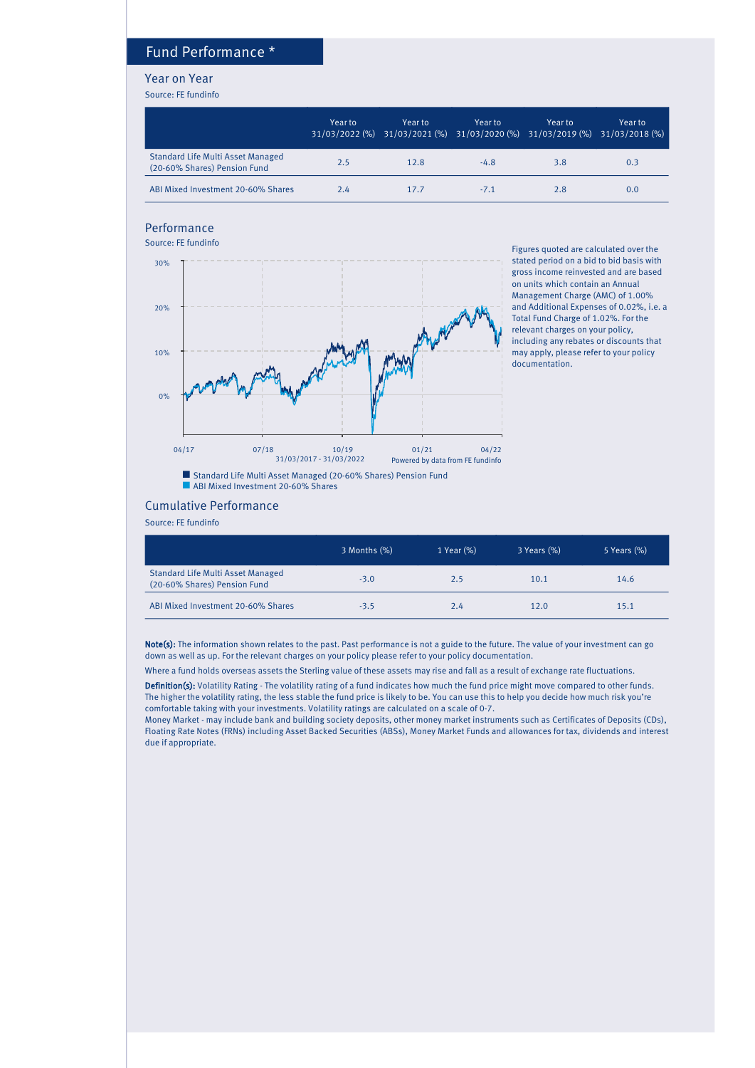## Fund Performance *

### Year on Year

Source: FE fundinfo

| | Year to 31/03/2022 (%) | Year to 31/03/2021 (%) | Year to 31/03/2020 (%) | Year to 31/03/2019 (%) | Year to 31/03/2018 (%) |
|---|---|---|---|---|---|
| Standard Life Multi Asset Managed (20-60% Shares) Pension Fund | 2.5 | 12.8 | -4.8 | 3.8 | 0.3 |
| ABI Mixed Investment 20-60% Shares | 2.4 | 17.7 | -7.1 | 2.8 | 0.0 |

### Performance

Source: FE fundinfo

30%
20%
10%
0%

04/17
07/18
10/19
01/21
04/22
31/03/2017 - 31/03/2022
Powered by data from FE fundinfo

Standard Life Multi Asset Managed (20-60% Shares) Pension Fund
ABI Mixed Investment 20-60% Shares

Figures quoted are calculated over the stated period on a bid to bid basis with gross income reinvested and are based on units which contain an Annual Management Charge (AMC) of 1.00% and Additional Expenses of 0.02%, i.e. a Total Fund Charge of 1.02%. For the relevant charges on your policy, including any rebates or discounts that may apply, please refer to your policy documentation.

### Cumulative Performance

Source: FE fundinfo

| | 3 Months (%) | 1 Year (%) | 3 Years (%) | 5 Years (%) |
|---|---|---|---|---|
| Standard Life Multi Asset Managed (20-60% Shares) Pension Fund | -3.0 | 2.5 | 10.1 | 14.6 |
| ABI Mixed Investment 20-60% Shares | -3.5 | 2.4 | 12.0 | 15.1 |

**Note(s):** The information shown relates to the past. Past performance is not a guide to the future. The value of your investment can go down as well as up. For the relevant charges on your policy please refer to your policy documentation.

Where a fund holds overseas assets the Sterling value of these assets may rise and fall as a result of exchange rate fluctuations.

**Definition(s):** Volatility Rating - The volatility rating of a fund indicates how much the fund price might move compared to other funds. The higher the volatility rating, the less stable the fund price is likely to be. You can use this to help you decide how much risk you're comfortable taking with your investments. Volatility ratings are calculated on a scale of 0-7.

Money Market - may include bank and building society deposits, other money market instruments such as Certificates of Deposits (CDs), Floating Rate Notes (FRNs) including Asset Backed Securities (ABSs), Money Market Funds and allowances for tax, dividends and interest due if appropriate.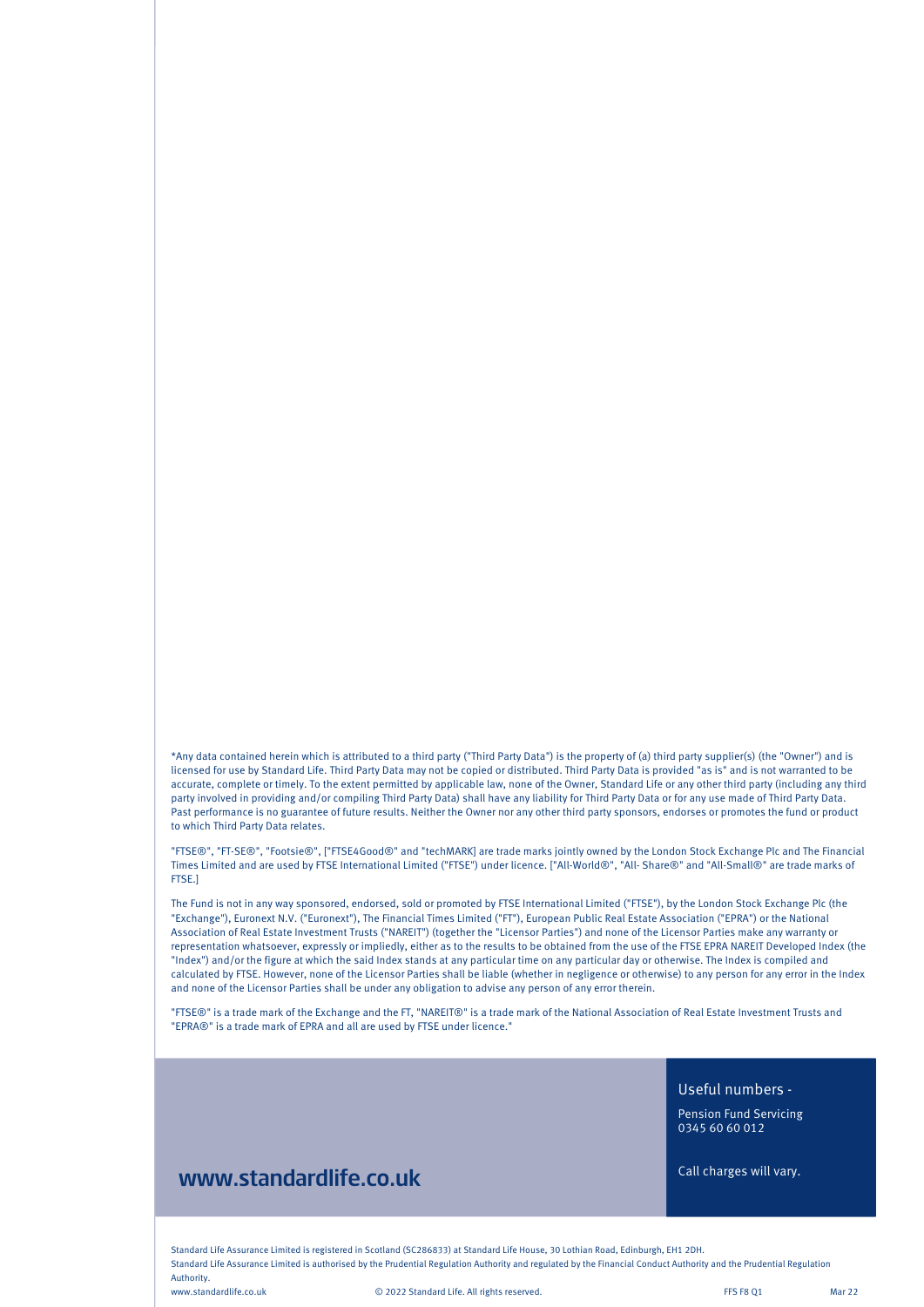*Any data contained herein which is attributed to a third party ("Third Party Data") is the property of (a) third party supplier(s) (the "Owner") and is licensed for use by Standard Life. Third Party Data may not be copied or distributed. Third Party Data is provided "as is" and is not warranted to be accurate, complete or timely. To the extent permitted by applicable law, none of the Owner, Standard Life or any other third party (including any third party involved in providing and/or compiling Third Party Data) shall have any liability for Third Party Data or for any use made of Third Party Data. Past performance is no guarantee of future results. Neither the Owner nor any other third party sponsors, endorses or promotes the fund or product to which Third Party Data relates.

"FTSE®", "FT-SE®", "Footsie®", ["FTSE4Good®" and "techMARK] are trade marks jointly owned by the London Stock Exchange Plc and The Financial Times Limited and are used by FTSE International Limited ("FTSE") under licence. ["All-World®", "All- Share®" and "All-Small®" are trade marks of FTSE.]

The Fund is not in any way sponsored, endorsed, sold or promoted by FTSE International Limited ("FTSE"), by the London Stock Exchange Plc (the "Exchange"), Euronext N.V. ("Euronext"), The Financial Times Limited ("FT"), European Public Real Estate Association ("EPRA") or the National Association of Real Estate Investment Trusts ("NAREIT") (together the "Licensor Parties") and none of the Licensor Parties make any warranty or representation whatsoever, expressly or impliedly, either as to the results to be obtained from the use of the FTSE EPRA NAREIT Developed Index (the "Index") and/or the figure at which the said Index stands at any particular time on any particular day or otherwise. The Index is compiled and calculated by FTSE. However, none of the Licensor Parties shall be liable (whether in negligence or otherwise) to any person for any error in the Index and none of the Licensor Parties shall be under any obligation to advise any person of any error therein.

"FTSE®" is a trade mark of the Exchange and the FT, "NAREIT®" is a trade mark of the National Association of Real Estate Investment Trusts and "EPRA®" is a trade mark of EPRA and all are used by FTSE under licence."

**www.standardlife.co.uk**

Useful numbers -

Pension Fund Servicing
0345 60 60 012

Call charges will vary.

Standard Life Assurance Limited is registered in Scotland (SC286833) at Standard Life House, 30 Lothian Road, Edinburgh, EH1 2DH.
Standard Life Assurance Limited is authorised by the Prudential Regulation Authority and regulated by the Financial Conduct Authority and the Prudential Regulation Authority.

www.standardlife.co.uk © 2022 Standard Life. All rights reserved. FFS F8 Q1 Mar 22